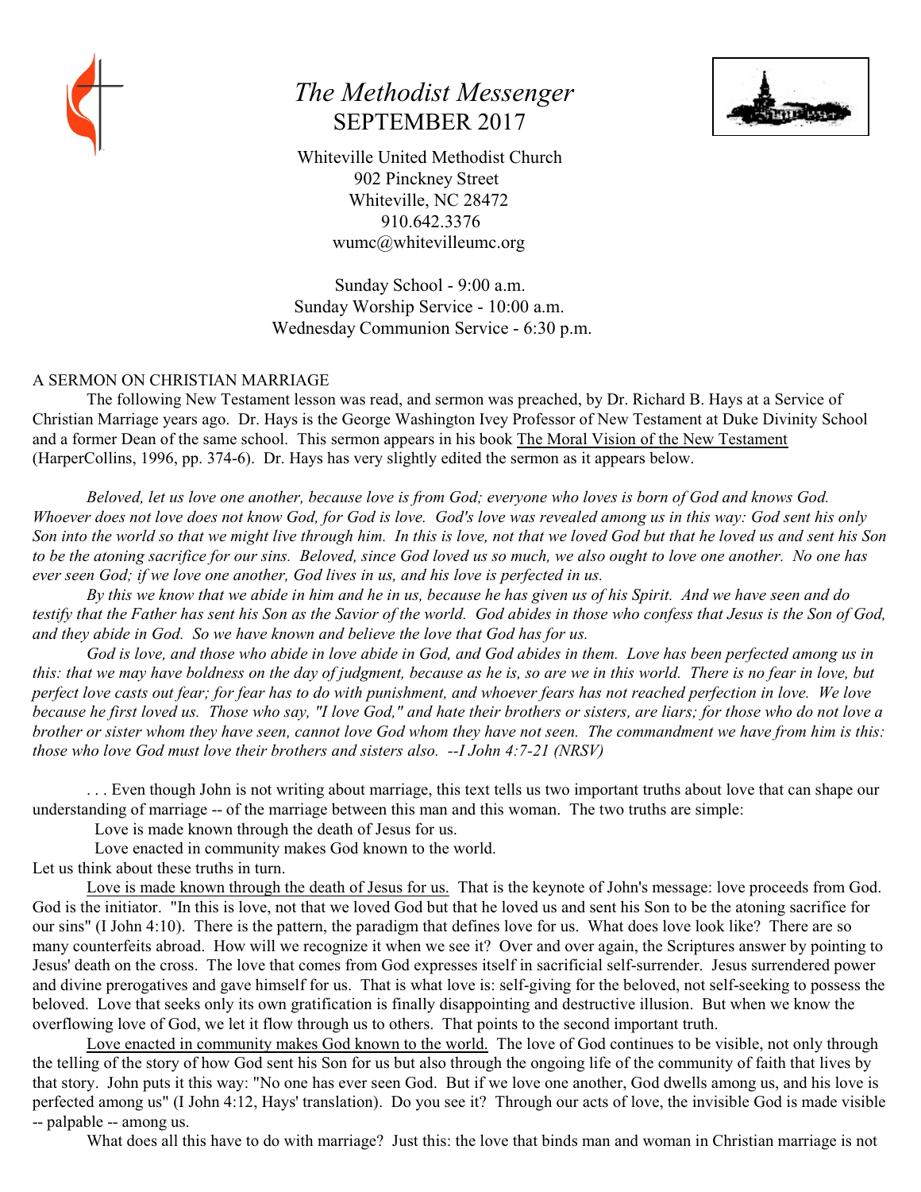# *The Methodist Messenger*
## SEPTEMBER 2017

Whiteville United Methodist Church
902 Pinckney Street
Whiteville, NC 28472
910.642.3376
wumc@whitevilleumc.org

Sunday School - 9:00 a.m.
Sunday Worship Service - 10:00 a.m.
Wednesday Communion Service - 6:30 p.m.

### A SERMON ON CHRISTIAN MARRIAGE

The following New Testament lesson was read, and sermon was preached, by Dr. Richard B. Hays at a Service of Christian Marriage years ago. Dr. Hays is the George Washington Ivey Professor of New Testament at Duke Divinity School and a former Dean of the same school. This sermon appears in his book The Moral Vision of the New Testament (HarperCollins, 1996, pp. 374-6). Dr. Hays has very slightly edited the sermon as it appears below.

*Beloved, let us love one another, because love is from God; everyone who loves is born of God and knows God. Whoever does not love does not know God, for God is love. God's love was revealed among us in this way: God sent his only Son into the world so that we might live through him. In this is love, not that we loved God but that he loved us and sent his Son to be the atoning sacrifice for our sins. Beloved, since God loved us so much, we also ought to love one another. No one has ever seen God; if we love one another, God lives in us, and his love is perfected in us.*

*By this we know that we abide in him and he in us, because he has given us of his Spirit. And we have seen and do testify that the Father has sent his Son as the Savior of the world. God abides in those who confess that Jesus is the Son of God, and they abide in God. So we have known and believe the love that God has for us.*

*God is love, and those who abide in love abide in God, and God abides in them. Love has been perfected among us in this: that we may have boldness on the day of judgment, because as he is, so are we in this world. There is no fear in love, but perfect love casts out fear; for fear has to do with punishment, and whoever fears has not reached perfection in love. We love because he first loved us. Those who say, "I love God," and hate their brothers or sisters, are liars; for those who do not love a brother or sister whom they have seen, cannot love God whom they have not seen. The commandment we have from him is this: those who love God must love their brothers and sisters also. --I John 4:7-21 (NRSV)*

. . . Even though John is not writing about marriage, this text tells us two important truths about love that can shape our understanding of marriage -- of the marriage between this man and this woman. The two truths are simple:

Love is made known through the death of Jesus for us.
Love enacted in community makes God known to the world.

Let us think about these truths in turn.

Love is made known through the death of Jesus for us. That is the keynote of John's message: love proceeds from God. God is the initiator. "In this is love, not that we loved God but that he loved us and sent his Son to be the atoning sacrifice for our sins" (I John 4:10). There is the pattern, the paradigm that defines love for us. What does love look like? There are so many counterfeits abroad. How will we recognize it when we see it? Over and over again, the Scriptures answer by pointing to Jesus' death on the cross. The love that comes from God expresses itself in sacrificial self-surrender. Jesus surrendered power and divine prerogatives and gave himself for us. That is what love is: self-giving for the beloved, not self-seeking to possess the beloved. Love that seeks only its own gratification is finally disappointing and destructive illusion. But when we know the overflowing love of God, we let it flow through us to others. That points to the second important truth.

Love enacted in community makes God known to the world. The love of God continues to be visible, not only through the telling of the story of how God sent his Son for us but also through the ongoing life of the community of faith that lives by that story. John puts it this way: "No one has ever seen God. But if we love one another, God dwells among us, and his love is perfected among us" (I John 4:12, Hays' translation). Do you see it? Through our acts of love, the invisible God is made visible -- palpable -- among us.

What does all this have to do with marriage? Just this: the love that binds man and woman in Christian marriage is not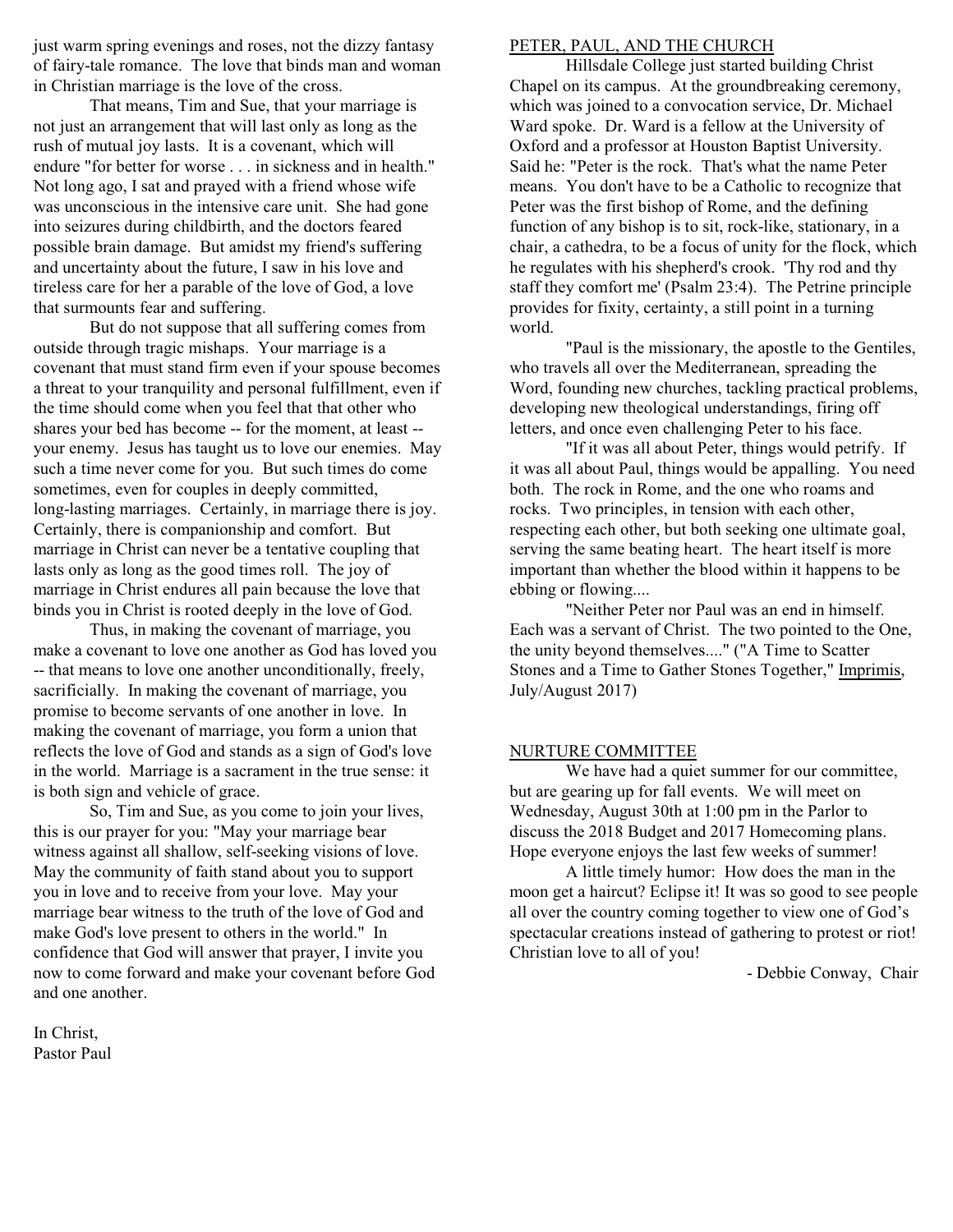just warm spring evenings and roses, not the dizzy fantasy of fairy-tale romance. The love that binds man and woman in Christian marriage is the love of the cross.

That means, Tim and Sue, that your marriage is not just an arrangement that will last only as long as the rush of mutual joy lasts. It is a covenant, which will endure "for better for worse . . . in sickness and in health." Not long ago, I sat and prayed with a friend whose wife was unconscious in the intensive care unit. She had gone into seizures during childbirth, and the doctors feared possible brain damage. But amidst my friend's suffering and uncertainty about the future, I saw in his love and tireless care for her a parable of the love of God, a love that surmounts fear and suffering.

But do not suppose that all suffering comes from outside through tragic mishaps. Your marriage is a covenant that must stand firm even if your spouse becomes a threat to your tranquility and personal fulfillment, even if the time should come when you feel that that other who shares your bed has become -- for the moment, at least -- your enemy. Jesus has taught us to love our enemies. May such a time never come for you. But such times do come sometimes, even for couples in deeply committed, long-lasting marriages. Certainly, in marriage there is joy. Certainly, there is companionship and comfort. But marriage in Christ can never be a tentative coupling that lasts only as long as the good times roll. The joy of marriage in Christ endures all pain because the love that binds you in Christ is rooted deeply in the love of God.

Thus, in making the covenant of marriage, you make a covenant to love one another as God has loved you -- that means to love one another unconditionally, freely, sacrificially. In making the covenant of marriage, you promise to become servants of one another in love. In making the covenant of marriage, you form a union that reflects the love of God and stands as a sign of God's love in the world. Marriage is a sacrament in the true sense: it is both sign and vehicle of grace.

So, Tim and Sue, as you come to join your lives, this is our prayer for you: "May your marriage bear witness against all shallow, self-seeking visions of love. May the community of faith stand about you to support you in love and to receive from your love. May your marriage bear witness to the truth of the love of God and make God's love present to others in the world." In confidence that God will answer that prayer, I invite you now to come forward and make your covenant before God and one another.

In Christ,
Pastor Paul

## PETER, PAUL, AND THE CHURCH

Hillsdale College just started building Christ Chapel on its campus. At the groundbreaking ceremony, which was joined to a convocation service, Dr. Michael Ward spoke. Dr. Ward is a fellow at the University of Oxford and a professor at Houston Baptist University. Said he: "Peter is the rock. That's what the name Peter means. You don't have to be a Catholic to recognize that Peter was the first bishop of Rome, and the defining function of any bishop is to sit, rock-like, stationary, in a chair, a cathedra, to be a focus of unity for the flock, which he regulates with his shepherd's crook. 'Thy rod and thy staff they comfort me' (Psalm 23:4). The Petrine principle provides for fixity, certainty, a still point in a turning world.

"Paul is the missionary, the apostle to the Gentiles, who travels all over the Mediterranean, spreading the Word, founding new churches, tackling practical problems, developing new theological understandings, firing off letters, and once even challenging Peter to his face.

"If it was all about Peter, things would petrify. If it was all about Paul, things would be appalling. You need both. The rock in Rome, and the one who roams and rocks. Two principles, in tension with each other, respecting each other, but both seeking one ultimate goal, serving the same beating heart. The heart itself is more important than whether the blood within it happens to be ebbing or flowing....

"Neither Peter nor Paul was an end in himself. Each was a servant of Christ. The two pointed to the One, the unity beyond themselves...." ("A Time to Scatter Stones and a Time to Gather Stones Together," Imprimis, July/August 2017)

## NURTURE COMMITTEE

We have had a quiet summer for our committee, but are gearing up for fall events. We will meet on Wednesday, August 30th at 1:00 pm in the Parlor to discuss the 2018 Budget and 2017 Homecoming plans. Hope everyone enjoys the last few weeks of summer!

A little timely humor: How does the man in the moon get a haircut? Eclipse it! It was so good to see people all over the country coming together to view one of God's spectacular creations instead of gathering to protest or riot! Christian love to all of you!

- Debbie Conway, Chair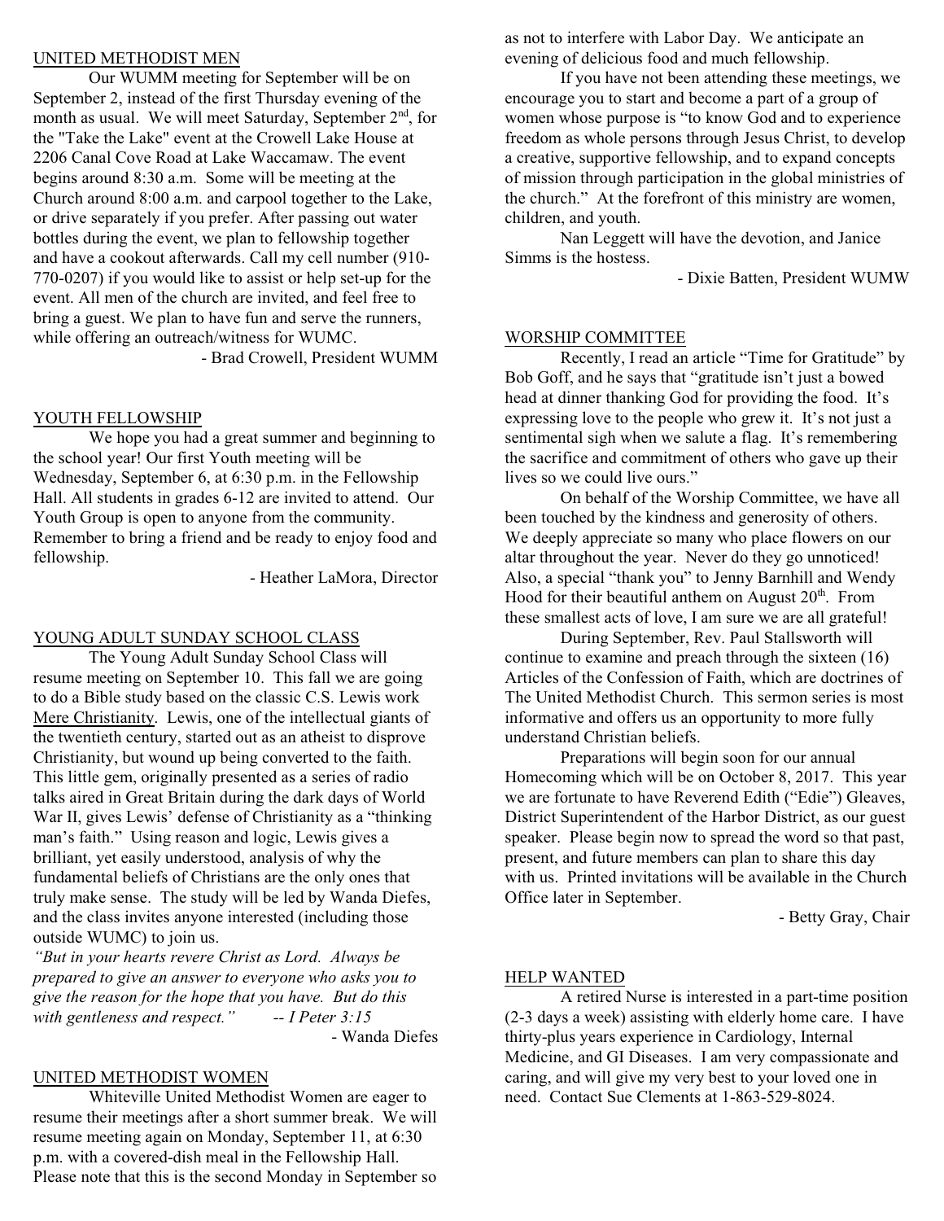## UNITED METHODIST MEN

Our WUMM meeting for September will be on September 2, instead of the first Thursday evening of the month as usual. We will meet Saturday, September 2nd, for the "Take the Lake" event at the Crowell Lake House at 2206 Canal Cove Road at Lake Waccamaw. The event begins around 8:30 a.m. Some will be meeting at the Church around 8:00 a.m. and carpool together to the Lake, or drive separately if you prefer. After passing out water bottles during the event, we plan to fellowship together and have a cookout afterwards. Call my cell number (910-770-0207) if you would like to assist or help set-up for the event. All men of the church are invited, and feel free to bring a guest. We plan to have fun and serve the runners, while offering an outreach/witness for WUMC.

- Brad Crowell, President WUMM

## YOUTH FELLOWSHIP

We hope you had a great summer and beginning to the school year! Our first Youth meeting will be Wednesday, September 6, at 6:30 p.m. in the Fellowship Hall. All students in grades 6-12 are invited to attend. Our Youth Group is open to anyone from the community. Remember to bring a friend and be ready to enjoy food and fellowship.

- Heather LaMora, Director

## YOUNG ADULT SUNDAY SCHOOL CLASS

The Young Adult Sunday School Class will resume meeting on September 10. This fall we are going to do a Bible study based on the classic C.S. Lewis work Mere Christianity. Lewis, one of the intellectual giants of the twentieth century, started out as an atheist to disprove Christianity, but wound up being converted to the faith. This little gem, originally presented as a series of radio talks aired in Great Britain during the dark days of World War II, gives Lewis' defense of Christianity as a "thinking man's faith." Using reason and logic, Lewis gives a brilliant, yet easily understood, analysis of why the fundamental beliefs of Christians are the only ones that truly make sense. The study will be led by Wanda Diefes, and the class invites anyone interested (including those outside WUMC) to join us.

*"But in your hearts revere Christ as Lord. Always be prepared to give an answer to everyone who asks you to give the reason for the hope that you have. But do this with gentleness and respect." -- I Peter 3:15*

- Wanda Diefes

## UNITED METHODIST WOMEN

Whiteville United Methodist Women are eager to resume their meetings after a short summer break. We will resume meeting again on Monday, September 11, at 6:30 p.m. with a covered-dish meal in the Fellowship Hall. Please note that this is the second Monday in September so as not to interfere with Labor Day. We anticipate an evening of delicious food and much fellowship.

If you have not been attending these meetings, we encourage you to start and become a part of a group of women whose purpose is "to know God and to experience freedom as whole persons through Jesus Christ, to develop a creative, supportive fellowship, and to expand concepts of mission through participation in the global ministries of the church." At the forefront of this ministry are women, children, and youth.

Nan Leggett will have the devotion, and Janice Simms is the hostess.

- Dixie Batten, President WUMW

## WORSHIP COMMITTEE

Recently, I read an article "Time for Gratitude" by Bob Goff, and he says that "gratitude isn't just a bowed head at dinner thanking God for providing the food. It's expressing love to the people who grew it. It's not just a sentimental sigh when we salute a flag. It's remembering the sacrifice and commitment of others who gave up their lives so we could live ours."

On behalf of the Worship Committee, we have all been touched by the kindness and generosity of others. We deeply appreciate so many who place flowers on our altar throughout the year. Never do they go unnoticed! Also, a special "thank you" to Jenny Barnhill and Wendy Hood for their beautiful anthem on August 20th. From these smallest acts of love, I am sure we are all grateful!

During September, Rev. Paul Stallsworth will continue to examine and preach through the sixteen (16) Articles of the Confession of Faith, which are doctrines of The United Methodist Church. This sermon series is most informative and offers us an opportunity to more fully understand Christian beliefs.

Preparations will begin soon for our annual Homecoming which will be on October 8, 2017. This year we are fortunate to have Reverend Edith ("Edie") Gleaves, District Superintendent of the Harbor District, as our guest speaker. Please begin now to spread the word so that past, present, and future members can plan to share this day with us. Printed invitations will be available in the Church Office later in September.

- Betty Gray, Chair

## HELP WANTED

A retired Nurse is interested in a part-time position (2-3 days a week) assisting with elderly home care. I have thirty-plus years experience in Cardiology, Internal Medicine, and GI Diseases. I am very compassionate and caring, and will give my very best to your loved one in need. Contact Sue Clements at 1-863-529-8024.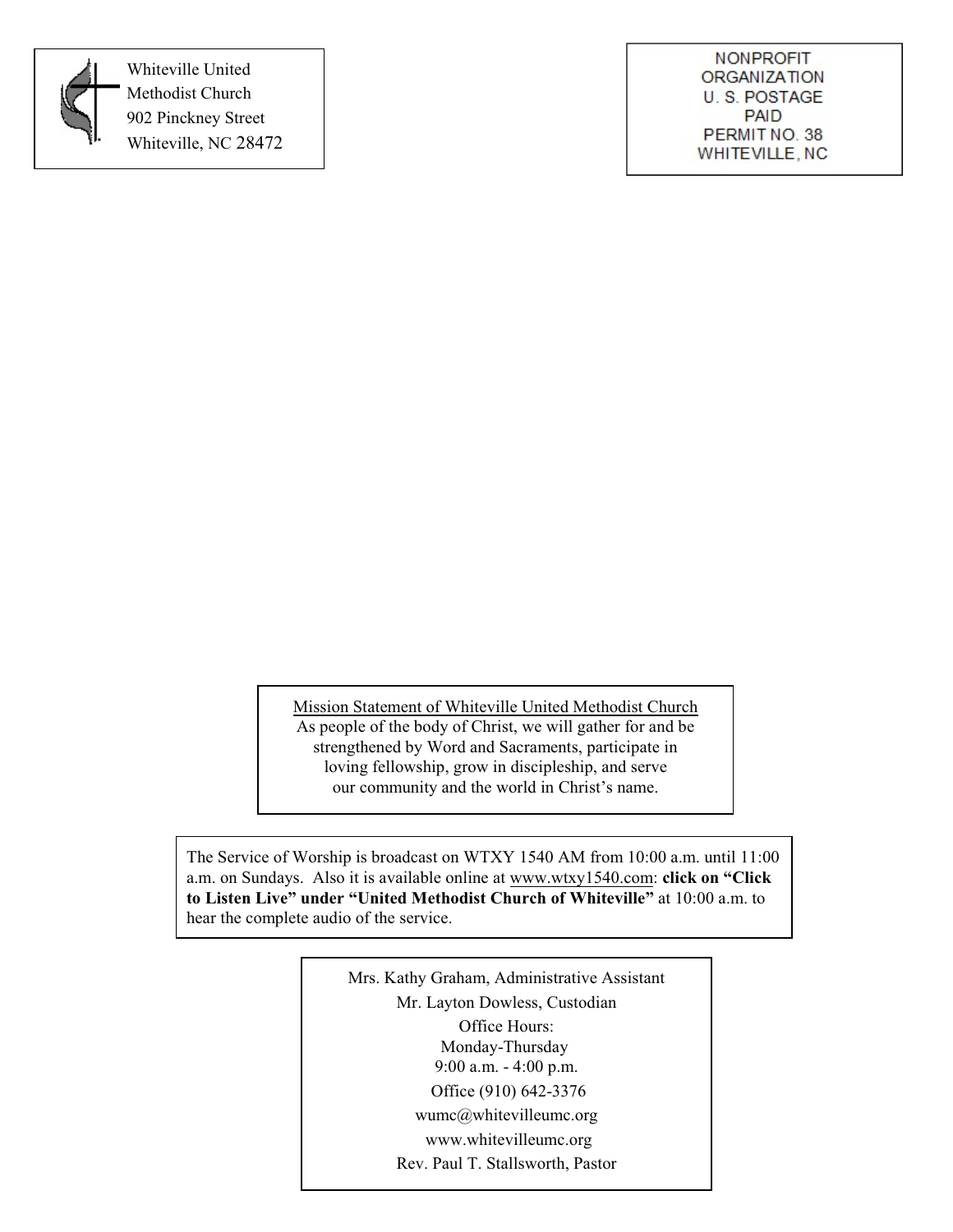Whiteville United
Methodist Church
902 Pinckney Street
Whiteville, NC 28472

NONPROFIT
ORGANIZATION
U. S. POSTAGE
PAID
PERMIT NO. 38
WHITEVILLE, NC

Mission Statement of Whiteville United Methodist Church

As people of the body of Christ, we will gather for and be strengthened by Word and Sacraments, participate in loving fellowship, grow in discipleship, and serve our community and the world in Christ's name.

The Service of Worship is broadcast on WTXY 1540 AM from 10:00 a.m. until 11:00 a.m. on Sundays. Also it is available online at www.wtxy1540.com: **click on "Click to Listen Live" under "United Methodist Church of Whiteville"** at 10:00 a.m. to hear the complete audio of the service.

Mrs. Kathy Graham, Administrative Assistant

Mr. Layton Dowless, Custodian

Office Hours:
Monday-Thursday
9:00 a.m. - 4:00 p.m.

Office (910) 642-3376

wumc@whitevilleumc.org

www.whitevilleumc.org

Rev. Paul T. Stallsworth, Pastor